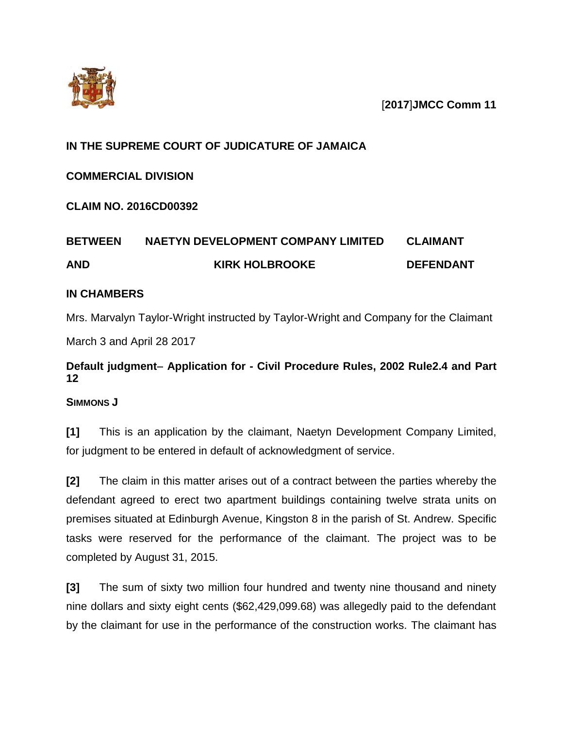[**2017**]**JMCC Comm 11**

**IN THE SUPREME COURT OF JUDICATURE OF JAMAICA**

**COMMERCIAL DIVISION**

**CLAIM NO. 2016CD00392**

| | | |
|---|---|---|
| **BETWEEN** | **NAETYN DEVELOPMENT COMPANY LIMITED** | **CLAIMANT** |
| **AND** | **KIRK HOLBROOKE** | **DEFENDANT** |

**IN CHAMBERS**

Mrs. Marvalyn Taylor-Wright instructed by Taylor-Wright and Company for the Claimant

March 3 and April 28 2017

**Default judgment– Application for - Civil Procedure Rules, 2002 Rule2.4 and Part 12**

**SIMMONS J**

**[1]** This is an application by the claimant, Naetyn Development Company Limited, for judgment to be entered in default of acknowledgment of service.

**[2]** The claim in this matter arises out of a contract between the parties whereby the defendant agreed to erect two apartment buildings containing twelve strata units on premises situated at Edinburgh Avenue, Kingston 8 in the parish of St. Andrew. Specific tasks were reserved for the performance of the claimant. The project was to be completed by August 31, 2015.

**[3]** The sum of sixty two million four hundred and twenty nine thousand and ninety nine dollars and sixty eight cents ($62,429,099.68) was allegedly paid to the defendant by the claimant for use in the performance of the construction works. The claimant has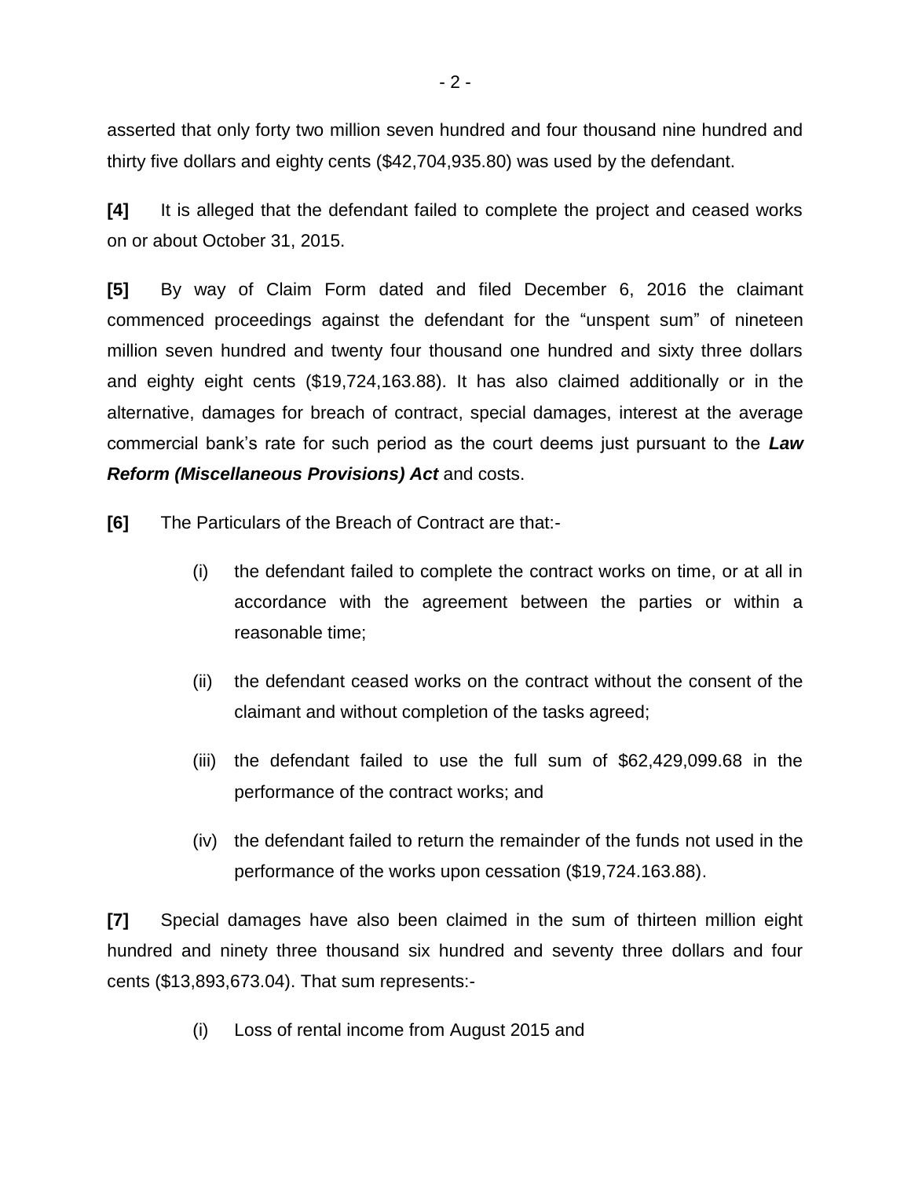asserted that only forty two million seven hundred and four thousand nine hundred and thirty five dollars and eighty cents ($42,704,935.80) was used by the defendant.

**[4]** It is alleged that the defendant failed to complete the project and ceased works on or about October 31, 2015.

**[5]** By way of Claim Form dated and filed December 6, 2016 the claimant commenced proceedings against the defendant for the "unspent sum" of nineteen million seven hundred and twenty four thousand one hundred and sixty three dollars and eighty eight cents ($19,724,163.88). It has also claimed additionally or in the alternative, damages for breach of contract, special damages, interest at the average commercial bank's rate for such period as the court deems just pursuant to the ***Law Reform (Miscellaneous Provisions) Act*** and costs.

**[6]** The Particulars of the Breach of Contract are that:-

(i) the defendant failed to complete the contract works on time, or at all in accordance with the agreement between the parties or within a reasonable time;

(ii) the defendant ceased works on the contract without the consent of the claimant and without completion of the tasks agreed;

(iii) the defendant failed to use the full sum of $62,429,099.68 in the performance of the contract works; and

(iv) the defendant failed to return the remainder of the funds not used in the performance of the works upon cessation ($19,724.163.88).

**[7]** Special damages have also been claimed in the sum of thirteen million eight hundred and ninety three thousand six hundred and seventy three dollars and four cents ($13,893,673.04). That sum represents:-

(i) Loss of rental income from August 2015 and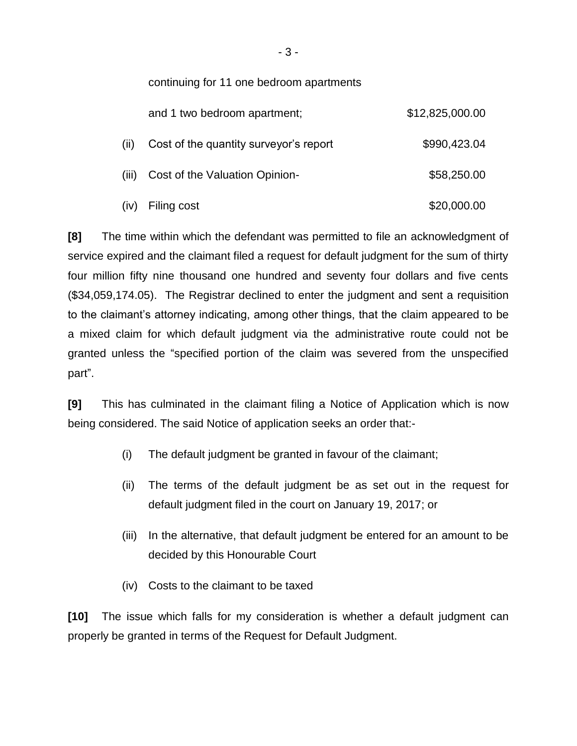continuing for 11 one bedroom apartments

and 1 two bedroom apartment; $12,825,000.00

(ii) Cost of the quantity surveyor's report $990,423.04

(iii) Cost of the Valuation Opinion- $58,250.00

(iv) Filing cost $20,000.00

**[8]** The time within which the defendant was permitted to file an acknowledgment of service expired and the claimant filed a request for default judgment for the sum of thirty four million fifty nine thousand one hundred and seventy four dollars and five cents ($34,059,174.05). The Registrar declined to enter the judgment and sent a requisition to the claimant's attorney indicating, among other things, that the claim appeared to be a mixed claim for which default judgment via the administrative route could not be granted unless the "specified portion of the claim was severed from the unspecified part".

**[9]** This has culminated in the claimant filing a Notice of Application which is now being considered. The said Notice of application seeks an order that:-

(i) The default judgment be granted in favour of the claimant;

(ii) The terms of the default judgment be as set out in the request for default judgment filed in the court on January 19, 2017; or

(iii) In the alternative, that default judgment be entered for an amount to be decided by this Honourable Court

(iv) Costs to the claimant to be taxed

**[10]** The issue which falls for my consideration is whether a default judgment can properly be granted in terms of the Request for Default Judgment.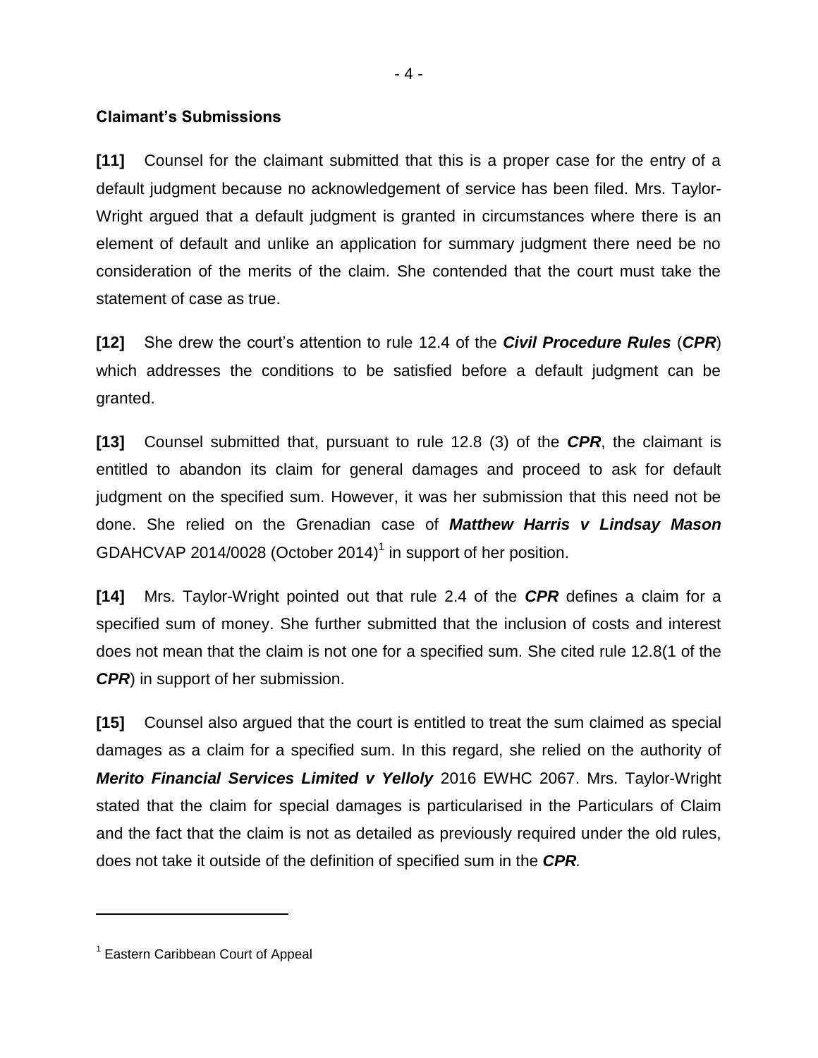**Claimant's Submissions**

**[11]** Counsel for the claimant submitted that this is a proper case for the entry of a default judgment because no acknowledgement of service has been filed. Mrs. Taylor-Wright argued that a default judgment is granted in circumstances where there is an element of default and unlike an application for summary judgment there need be no consideration of the merits of the claim. She contended that the court must take the statement of case as true.

**[12]** She drew the court's attention to rule 12.4 of the ***Civil Procedure Rules*** (***CPR***) which addresses the conditions to be satisfied before a default judgment can be granted.

**[13]** Counsel submitted that, pursuant to rule 12.8 (3) of the ***CPR***, the claimant is entitled to abandon its claim for general damages and proceed to ask for default judgment on the specified sum. However, it was her submission that this need not be done. She relied on the Grenadian case of ***Matthew Harris v Lindsay Mason*** GDAHCVAP 2014/0028 (October 2014)[1] in support of her position.

**[14]** Mrs. Taylor-Wright pointed out that rule 2.4 of the ***CPR*** defines a claim for a specified sum of money. She further submitted that the inclusion of costs and interest does not mean that the claim is not one for a specified sum. She cited rule 12.8(1 of the ***CPR***) in support of her submission.

**[15]** Counsel also argued that the court is entitled to treat the sum claimed as special damages as a claim for a specified sum. In this regard, she relied on the authority of ***Merito Financial Services Limited v Yelloly*** 2016 EWHC 2067. Mrs. Taylor-Wright stated that the claim for special damages is particularised in the Particulars of Claim and the fact that the claim is not as detailed as previously required under the old rules, does not take it outside of the definition of specified sum in the ***CPR***.

---

[1] Eastern Caribbean Court of Appeal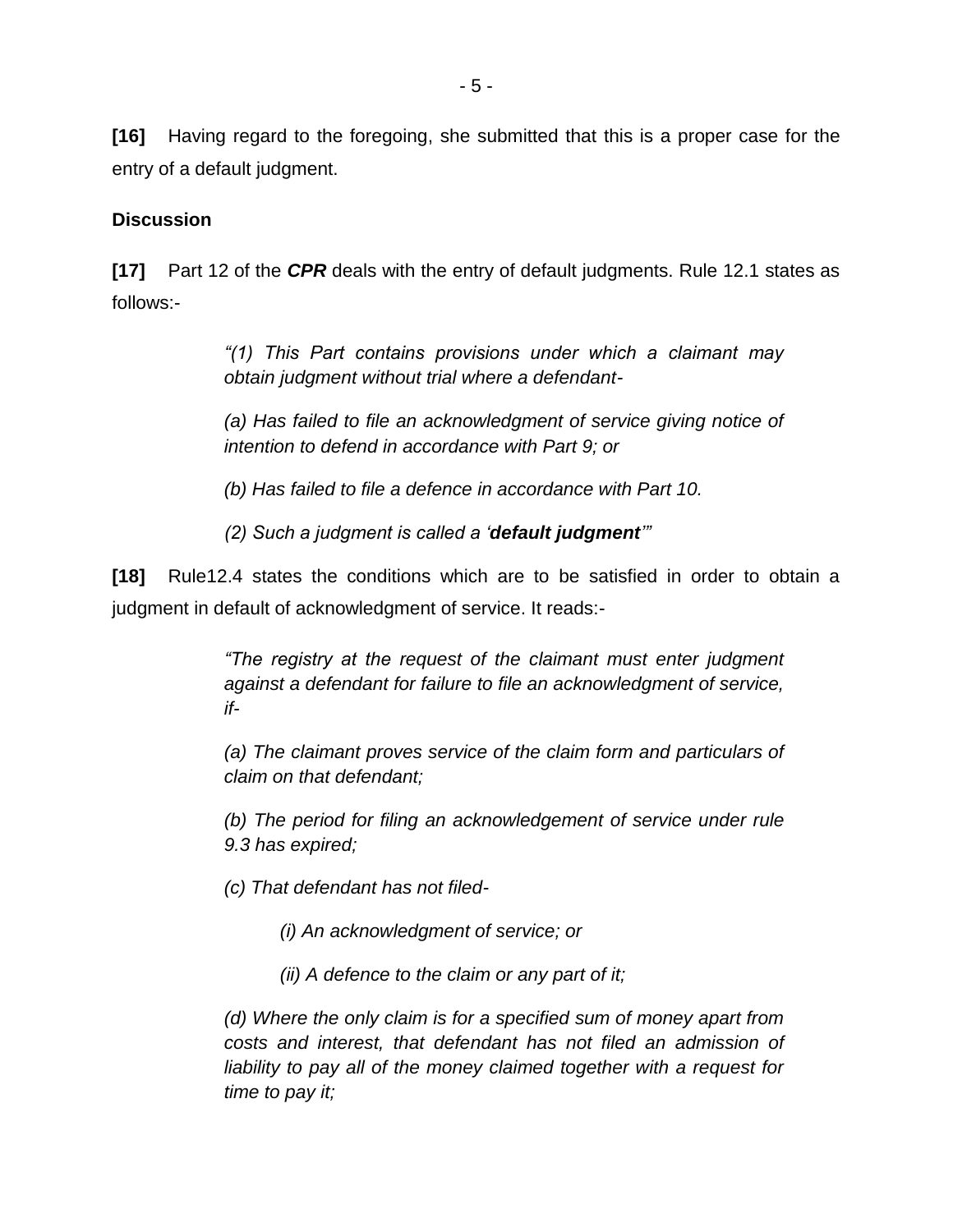**[16]** Having regard to the foregoing, she submitted that this is a proper case for the entry of a default judgment.

**Discussion**

**[17]** Part 12 of the ***CPR*** deals with the entry of default judgments. Rule 12.1 states as follows:-

> *"(1) This Part contains provisions under which a claimant may obtain judgment without trial where a defendant-*
>
> *(a) Has failed to file an acknowledgment of service giving notice of intention to defend in accordance with Part 9; or*
>
> *(b) Has failed to file a defence in accordance with Part 10.*
>
> *(2) Such a judgment is called a '**default judgment**'"*

**[18]** Rule12.4 states the conditions which are to be satisfied in order to obtain a judgment in default of acknowledgment of service. It reads:-

> *"The registry at the request of the claimant must enter judgment against a defendant for failure to file an acknowledgment of service, if-*
>
> *(a) The claimant proves service of the claim form and particulars of claim on that defendant;*
>
> *(b) The period for filing an acknowledgement of service under rule 9.3 has expired;*
>
> *(c) That defendant has not filed-*
>
> > *(i) An acknowledgment of service; or*
> >
> > *(ii) A defence to the claim or any part of it;*
>
> *(d) Where the only claim is for a specified sum of money apart from costs and interest, that defendant has not filed an admission of liability to pay all of the money claimed together with a request for time to pay it;*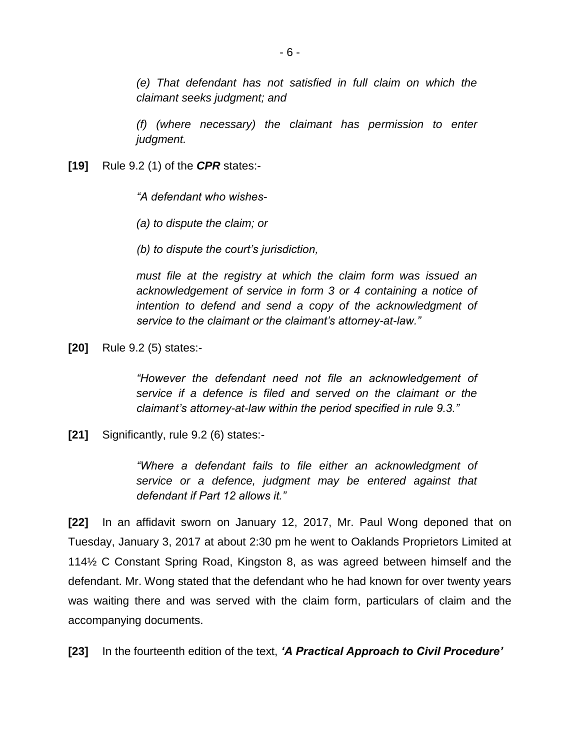*(e) That defendant has not satisfied in full claim on which the claimant seeks judgment; and*

*(f) (where necessary) the claimant has permission to enter judgment.*

**[19]** Rule 9.2 (1) of the ***CPR*** states:-

*"A defendant who wishes-*

*(a) to dispute the claim; or*

*(b) to dispute the court's jurisdiction,*

*must file at the registry at which the claim form was issued an acknowledgement of service in form 3 or 4 containing a notice of intention to defend and send a copy of the acknowledgment of service to the claimant or the claimant's attorney-at-law."*

**[20]** Rule 9.2 (5) states:-

*"However the defendant need not file an acknowledgement of service if a defence is filed and served on the claimant or the claimant's attorney-at-law within the period specified in rule 9.3."*

**[21]** Significantly, rule 9.2 (6) states:-

*"Where a defendant fails to file either an acknowledgment of service or a defence, judgment may be entered against that defendant if Part 12 allows it."*

**[22]** In an affidavit sworn on January 12, 2017, Mr. Paul Wong deponed that on Tuesday, January 3, 2017 at about 2:30 pm he went to Oaklands Proprietors Limited at 114½ C Constant Spring Road, Kingston 8, as was agreed between himself and the defendant. Mr. Wong stated that the defendant who he had known for over twenty years was waiting there and was served with the claim form, particulars of claim and the accompanying documents.

**[23]** In the fourteenth edition of the text, ***'A Practical Approach to Civil Procedure'***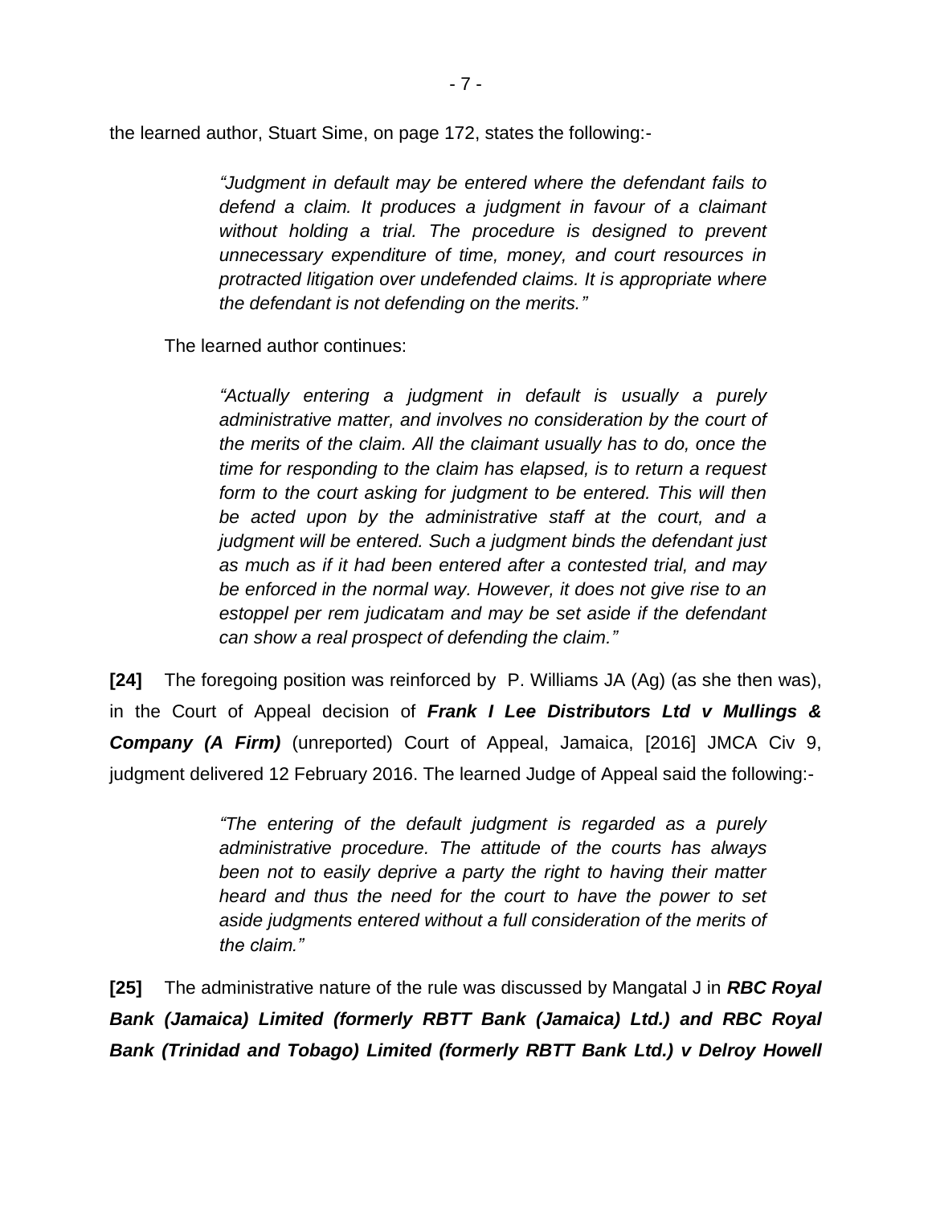the learned author, Stuart Sime, on page 172, states the following:-

> *"Judgment in default may be entered where the defendant fails to defend a claim. It produces a judgment in favour of a claimant without holding a trial. The procedure is designed to prevent unnecessary expenditure of time, money, and court resources in protracted litigation over undefended claims. It is appropriate where the defendant is not defending on the merits."*

The learned author continues:

> *"Actually entering a judgment in default is usually a purely administrative matter, and involves no consideration by the court of the merits of the claim. All the claimant usually has to do, once the time for responding to the claim has elapsed, is to return a request form to the court asking for judgment to be entered. This will then be acted upon by the administrative staff at the court, and a judgment will be entered. Such a judgment binds the defendant just as much as if it had been entered after a contested trial, and may be enforced in the normal way. However, it does not give rise to an estoppel per rem judicatam and may be set aside if the defendant can show a real prospect of defending the claim."*

**[24]** The foregoing position was reinforced by P. Williams JA (Ag) (as she then was), in the Court of Appeal decision of ***Frank I Lee Distributors Ltd v Mullings & Company (A Firm)*** (unreported) Court of Appeal, Jamaica, [2016] JMCA Civ 9, judgment delivered 12 February 2016. The learned Judge of Appeal said the following:-

> *"The entering of the default judgment is regarded as a purely administrative procedure. The attitude of the courts has always been not to easily deprive a party the right to having their matter heard and thus the need for the court to have the power to set aside judgments entered without a full consideration of the merits of the claim."*

**[25]** The administrative nature of the rule was discussed by Mangatal J in ***RBC Royal Bank (Jamaica) Limited (formerly RBTT Bank (Jamaica) Ltd.) and RBC Royal Bank (Trinidad and Tobago) Limited (formerly RBTT Bank Ltd.) v Delroy Howell***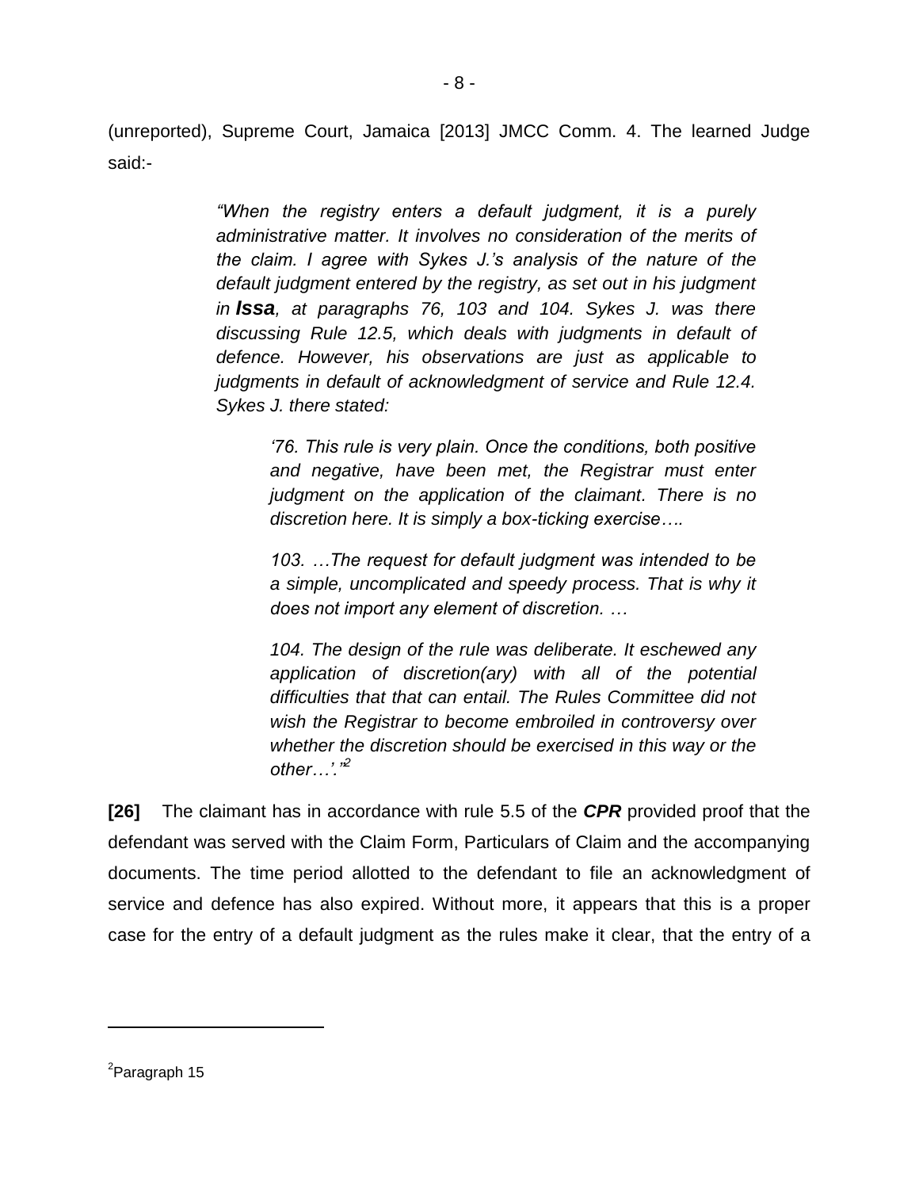(unreported), Supreme Court, Jamaica [2013] JMCC Comm. 4. The learned Judge said:-

> *"When the registry enters a default judgment, it is a purely administrative matter. It involves no consideration of the merits of the claim. I agree with Sykes J.'s analysis of the nature of the default judgment entered by the registry, as set out in his judgment in **Issa**, at paragraphs 76, 103 and 104. Sykes J. was there discussing Rule 12.5, which deals with judgments in default of defence. However, his observations are just as applicable to judgments in default of acknowledgment of service and Rule 12.4. Sykes J. there stated:*
>
> > *'76. This rule is very plain. Once the conditions, both positive and negative, have been met, the Registrar must enter judgment on the application of the claimant. There is no discretion here. It is simply a box-ticking exercise….*
> >
> > *103. …The request for default judgment was intended to be a simple, uncomplicated and speedy process. That is why it does not import any element of discretion. …*
> >
> > *104. The design of the rule was deliberate. It eschewed any application of discretion(ary) with all of the potential difficulties that that can entail. The Rules Committee did not wish the Registrar to become embroiled in controversy over whether the discretion should be exercised in this way or the other…'."*[2]

**[26]** The claimant has in accordance with rule 5.5 of the ***CPR*** provided proof that the defendant was served with the Claim Form, Particulars of Claim and the accompanying documents. The time period allotted to the defendant to file an acknowledgment of service and defence has also expired. Without more, it appears that this is a proper case for the entry of a default judgment as the rules make it clear, that the entry of a

---

[2] Paragraph 15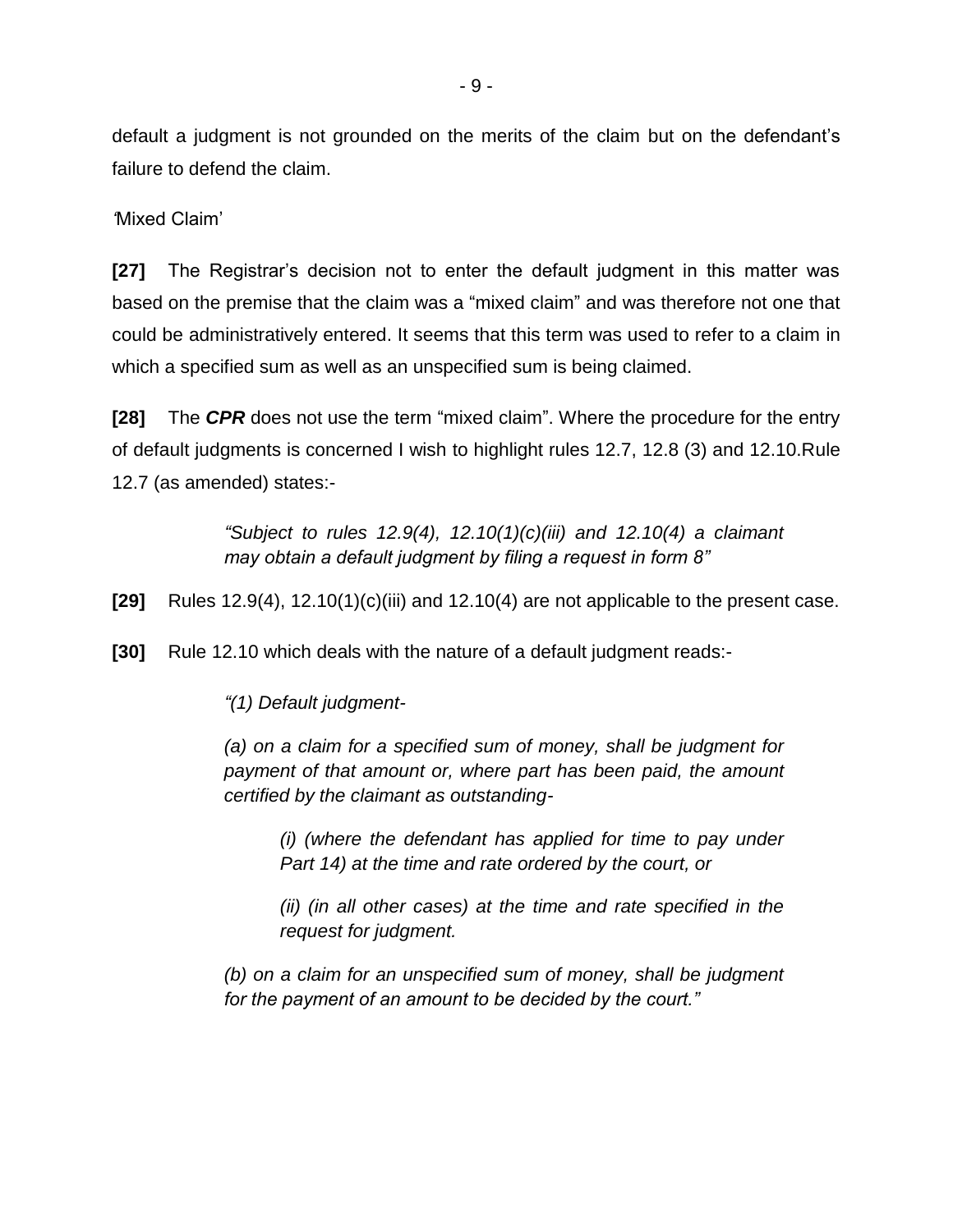default a judgment is not grounded on the merits of the claim but on the defendant's failure to defend the claim.

*'*Mixed Claim'

**[27]** The Registrar's decision not to enter the default judgment in this matter was based on the premise that the claim was a "mixed claim" and was therefore not one that could be administratively entered. It seems that this term was used to refer to a claim in which a specified sum as well as an unspecified sum is being claimed.

**[28]** The ***CPR*** does not use the term "mixed claim". Where the procedure for the entry of default judgments is concerned I wish to highlight rules 12.7, 12.8 (3) and 12.10.Rule 12.7 (as amended) states:-

> *"Subject to rules 12.9(4), 12.10(1)(c)(iii) and 12.10(4) a claimant may obtain a default judgment by filing a request in form 8"*

**[29]** Rules 12.9(4), 12.10(1)(c)(iii) and 12.10(4) are not applicable to the present case.

**[30]** Rule 12.10 which deals with the nature of a default judgment reads:-

> *"(1) Default judgment-*
>
> *(a) on a claim for a specified sum of money, shall be judgment for payment of that amount or, where part has been paid, the amount certified by the claimant as outstanding-*
>
> > *(i) (where the defendant has applied for time to pay under Part 14) at the time and rate ordered by the court, or*
> >
> > *(ii) (in all other cases) at the time and rate specified in the request for judgment.*
>
> *(b) on a claim for an unspecified sum of money, shall be judgment for the payment of an amount to be decided by the court."*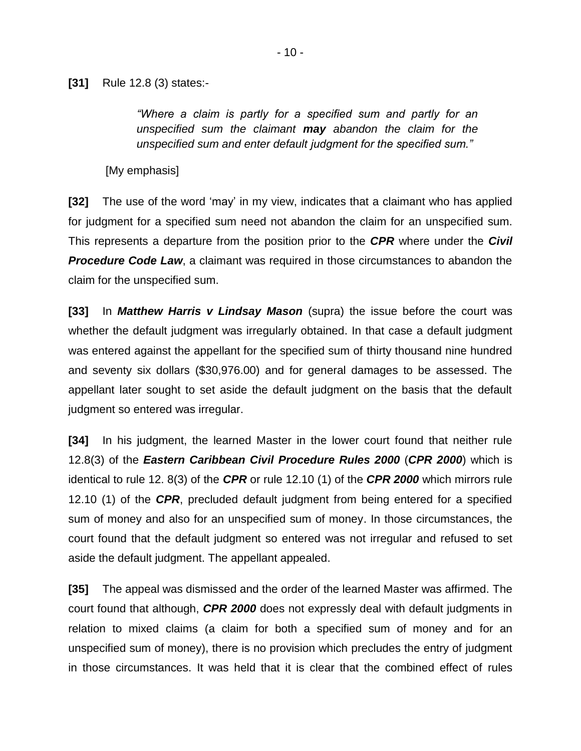**[31]** Rule 12.8 (3) states:-

> *"Where a claim is partly for a specified sum and partly for an unspecified sum the claimant **may** abandon the claim for the unspecified sum and enter default judgment for the specified sum."*

[My emphasis]

**[32]** The use of the word 'may' in my view, indicates that a claimant who has applied for judgment for a specified sum need not abandon the claim for an unspecified sum. This represents a departure from the position prior to the ***CPR*** where under the ***Civil Procedure Code Law***, a claimant was required in those circumstances to abandon the claim for the unspecified sum.

**[33]** In ***Matthew Harris v Lindsay Mason*** (supra) the issue before the court was whether the default judgment was irregularly obtained. In that case a default judgment was entered against the appellant for the specified sum of thirty thousand nine hundred and seventy six dollars ($30,976.00) and for general damages to be assessed. The appellant later sought to set aside the default judgment on the basis that the default judgment so entered was irregular.

**[34]** In his judgment, the learned Master in the lower court found that neither rule 12.8(3) of the ***Eastern Caribbean Civil Procedure Rules 2000*** (***CPR 2000***) which is identical to rule 12. 8(3) of the ***CPR*** or rule 12.10 (1) of the ***CPR 2000*** which mirrors rule 12.10 (1) of the ***CPR***, precluded default judgment from being entered for a specified sum of money and also for an unspecified sum of money. In those circumstances, the court found that the default judgment so entered was not irregular and refused to set aside the default judgment. The appellant appealed.

**[35]** The appeal was dismissed and the order of the learned Master was affirmed. The court found that although, ***CPR 2000*** does not expressly deal with default judgments in relation to mixed claims (a claim for both a specified sum of money and for an unspecified sum of money), there is no provision which precludes the entry of judgment in those circumstances. It was held that it is clear that the combined effect of rules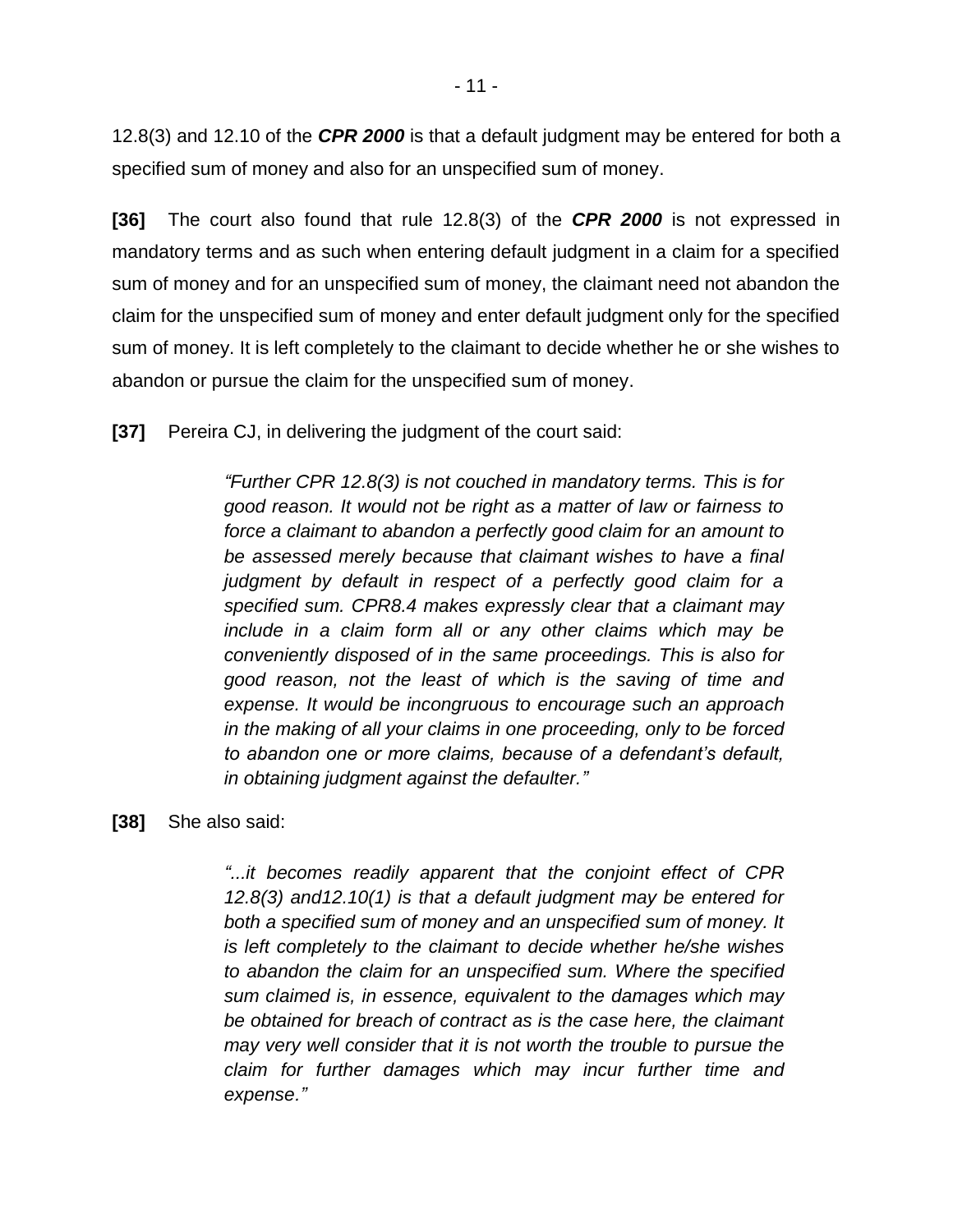12.8(3) and 12.10 of the ***CPR 2000*** is that a default judgment may be entered for both a specified sum of money and also for an unspecified sum of money.

**[36]** The court also found that rule 12.8(3) of the ***CPR 2000*** is not expressed in mandatory terms and as such when entering default judgment in a claim for a specified sum of money and for an unspecified sum of money, the claimant need not abandon the claim for the unspecified sum of money and enter default judgment only for the specified sum of money. It is left completely to the claimant to decide whether he or she wishes to abandon or pursue the claim for the unspecified sum of money.

**[37]** Pereira CJ, in delivering the judgment of the court said:

> *"Further CPR 12.8(3) is not couched in mandatory terms. This is for good reason. It would not be right as a matter of law or fairness to force a claimant to abandon a perfectly good claim for an amount to be assessed merely because that claimant wishes to have a final judgment by default in respect of a perfectly good claim for a specified sum. CPR8.4 makes expressly clear that a claimant may include in a claim form all or any other claims which may be conveniently disposed of in the same proceedings. This is also for good reason, not the least of which is the saving of time and expense. It would be incongruous to encourage such an approach in the making of all your claims in one proceeding, only to be forced to abandon one or more claims, because of a defendant's default, in obtaining judgment against the defaulter."*

**[38]** She also said:

> *"...it becomes readily apparent that the conjoint effect of CPR 12.8(3) and12.10(1) is that a default judgment may be entered for both a specified sum of money and an unspecified sum of money. It is left completely to the claimant to decide whether he/she wishes to abandon the claim for an unspecified sum. Where the specified sum claimed is, in essence, equivalent to the damages which may be obtained for breach of contract as is the case here, the claimant may very well consider that it is not worth the trouble to pursue the claim for further damages which may incur further time and expense."*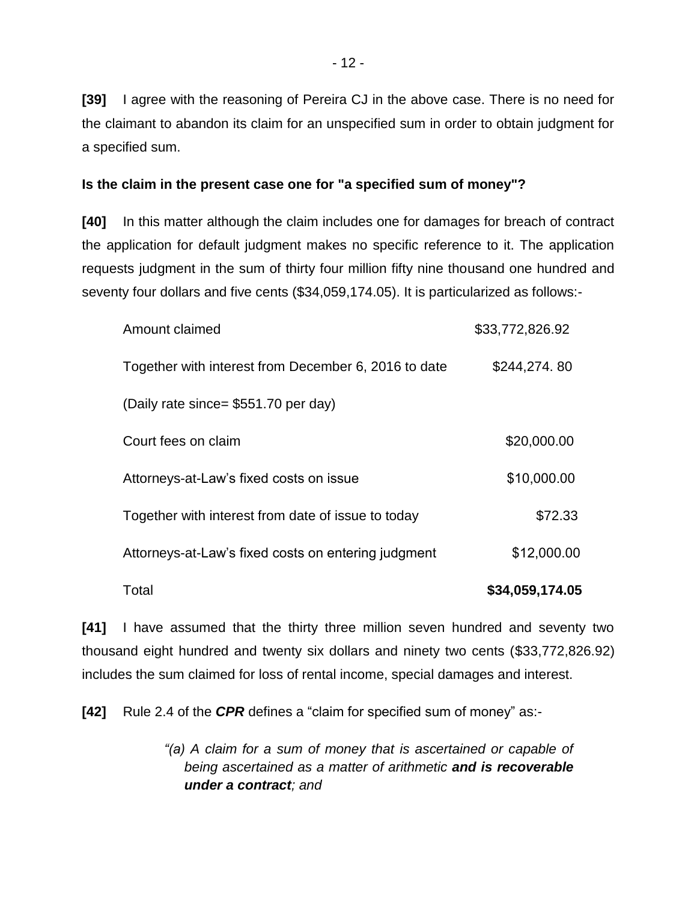**[39]** I agree with the reasoning of Pereira CJ in the above case. There is no need for the claimant to abandon its claim for an unspecified sum in order to obtain judgment for a specified sum.

**Is the claim in the present case one for "a specified sum of money"?**

**[40]** In this matter although the claim includes one for damages for breach of contract the application for default judgment makes no specific reference to it. The application requests judgment in the sum of thirty four million fifty nine thousand one hundred and seventy four dollars and five cents ($34,059,174.05). It is particularized as follows:-

| | |
|---|---|
| Amount claimed | $33,772,826.92 |
| Together with interest from December 6, 2016 to date | $244,274. 80 |
| (Daily rate since= $551.70 per day) | |
| Court fees on claim | $20,000.00 |
| Attorneys-at-Law's fixed costs on issue | $10,000.00 |
| Together with interest from date of issue to today | $72.33 |
| Attorneys-at-Law's fixed costs on entering judgment | $12,000.00 |
| Total | **$34,059,174.05** |

**[41]** I have assumed that the thirty three million seven hundred and seventy two thousand eight hundred and twenty six dollars and ninety two cents ($33,772,826.92) includes the sum claimed for loss of rental income, special damages and interest.

**[42]** Rule 2.4 of the ***CPR*** defines a "claim for specified sum of money" as:-

> *"(a) A claim for a sum of money that is ascertained or capable of being ascertained as a matter of arithmetic **and is recoverable under a contract**; and*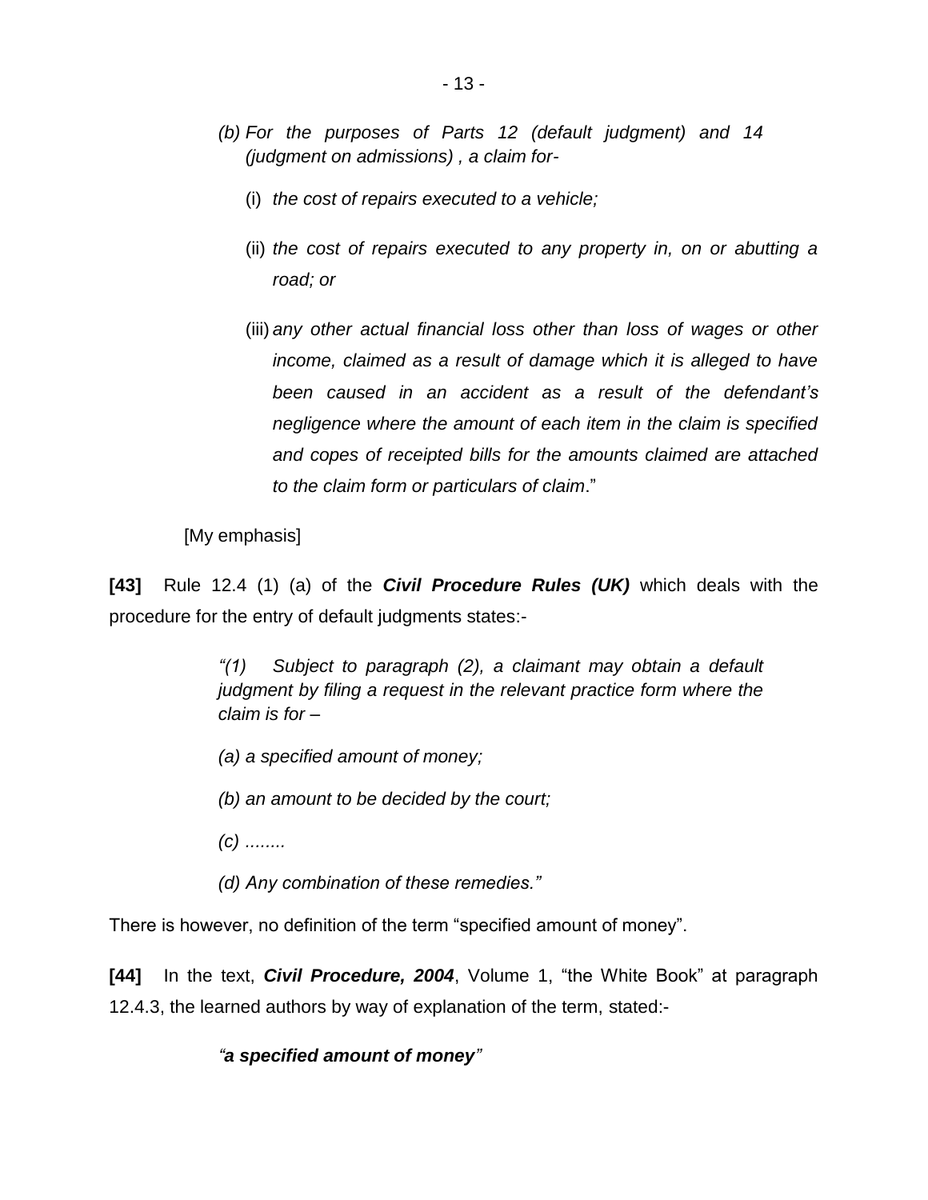*(b) For the purposes of Parts 12 (default judgment) and 14 (judgment on admissions) , a claim for-*

(i) *the cost of repairs executed to a vehicle;*

(ii) *the cost of repairs executed to any property in, on or abutting a road; or*

(iii) *any other actual financial loss other than loss of wages or other income, claimed as a result of damage which it is alleged to have been caused in an accident as a result of the defendant's negligence where the amount of each item in the claim is specified and copes of receipted bills for the amounts claimed are attached to the claim form or particulars of claim*."

[My emphasis]

**[43]** Rule 12.4 (1) (a) of the ***Civil Procedure Rules (UK)*** which deals with the procedure for the entry of default judgments states:-

> *"(1) Subject to paragraph (2), a claimant may obtain a default judgment by filing a request in the relevant practice form where the claim is for –*
>
> *(a) a specified amount of money;*
>
> *(b) an amount to be decided by the court;*
>
> *(c) ........*
>
> *(d) Any combination of these remedies."*

There is however, no definition of the term "specified amount of money".

**[44]** In the text, ***Civil Procedure, 2004***, Volume 1, "the White Book" at paragraph 12.4.3, the learned authors by way of explanation of the term, stated:-

> ***"a specified amount of money"***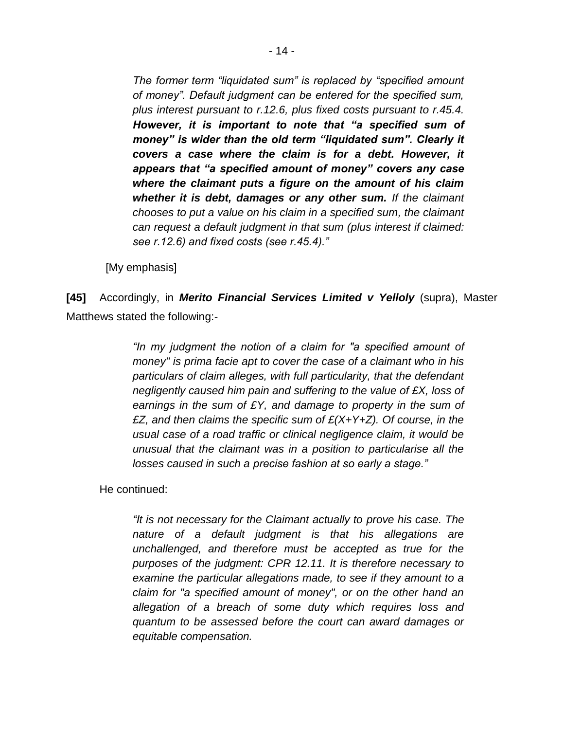> *The former term “liquidated sum” is replaced by “specified amount of money”. Default judgment can be entered for the specified sum, plus interest pursuant to r.12.6, plus fixed costs pursuant to r.45.4.* ***However, it is important to note that “a specified sum of money” is wider than the old term “liquidated sum”. Clearly it covers a case where the claim is for a debt. However, it appears that “a specified amount of money” covers any case where the claimant puts a figure on the amount of his claim whether it is debt, damages or any other sum.*** *If the claimant chooses to put a value on his claim in a specified sum, the claimant can request a default judgment in that sum (plus interest if claimed: see r.12.6) and fixed costs (see r.45.4).”*

[My emphasis]

**[45]** Accordingly, in ***Merito Financial Services Limited v Yelloly*** (supra), Master Matthews stated the following:-

> *“In my judgment the notion of a claim for "a specified amount of money" is prima facie apt to cover the case of a claimant who in his particulars of claim alleges, with full particularity, that the defendant negligently caused him pain and suffering to the value of £X, loss of earnings in the sum of £Y, and damage to property in the sum of £Z, and then claims the specific sum of £(X+Y+Z). Of course, in the usual case of a road traffic or clinical negligence claim, it would be unusual that the claimant was in a position to particularise all the losses caused in such a precise fashion at so early a stage.”*

He continued:

> *“It is not necessary for the Claimant actually to prove his case. The nature of a default judgment is that his allegations are unchallenged, and therefore must be accepted as true for the purposes of the judgment: CPR 12.11. It is therefore necessary to examine the particular allegations made, to see if they amount to a claim for "a specified amount of money", or on the other hand an allegation of a breach of some duty which requires loss and quantum to be assessed before the court can award damages or equitable compensation.*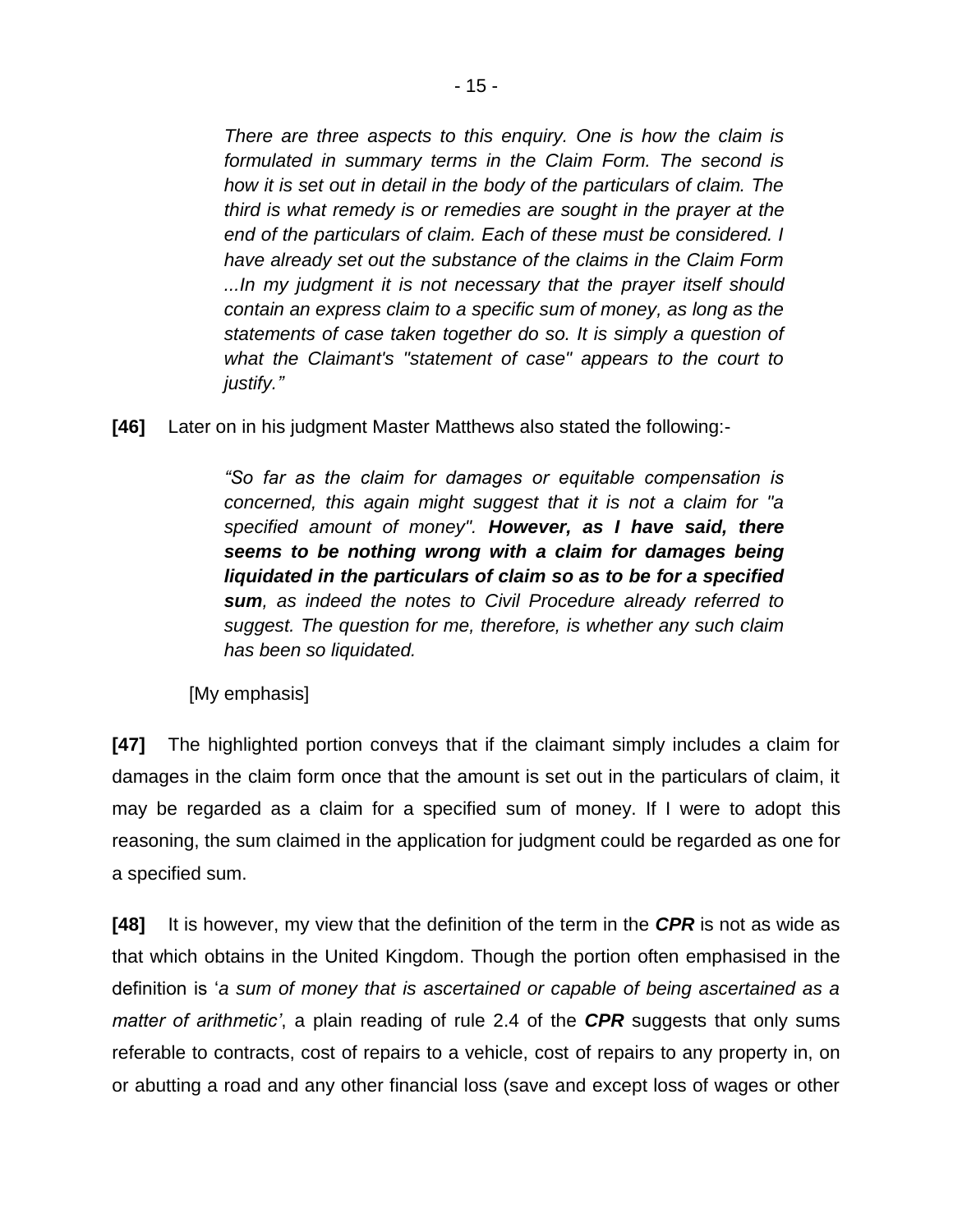> *There are three aspects to this enquiry. One is how the claim is formulated in summary terms in the Claim Form. The second is how it is set out in detail in the body of the particulars of claim. The third is what remedy is or remedies are sought in the prayer at the end of the particulars of claim. Each of these must be considered. I have already set out the substance of the claims in the Claim Form ...In my judgment it is not necessary that the prayer itself should contain an express claim to a specific sum of money, as long as the statements of case taken together do so. It is simply a question of what the Claimant's "statement of case" appears to the court to justify."*

**[46]** Later on in his judgment Master Matthews also stated the following:-

> *"So far as the claim for damages or equitable compensation is concerned, this again might suggest that it is not a claim for "a specified amount of money". **However, as I have said, there seems to be nothing wrong with a claim for damages being liquidated in the particulars of claim so as to be for a specified sum**, as indeed the notes to Civil Procedure already referred to suggest. The question for me, therefore, is whether any such claim has been so liquidated.*
>
> [My emphasis]

**[47]** The highlighted portion conveys that if the claimant simply includes a claim for damages in the claim form once that the amount is set out in the particulars of claim, it may be regarded as a claim for a specified sum of money. If I were to adopt this reasoning, the sum claimed in the application for judgment could be regarded as one for a specified sum.

**[48]** It is however, my view that the definition of the term in the ***CPR*** is not as wide as that which obtains in the United Kingdom. Though the portion often emphasised in the definition is '*a sum of money that is ascertained or capable of being ascertained as a matter of arithmetic'*, a plain reading of rule 2.4 of the ***CPR*** suggests that only sums referable to contracts, cost of repairs to a vehicle, cost of repairs to any property in, on or abutting a road and any other financial loss (save and except loss of wages or other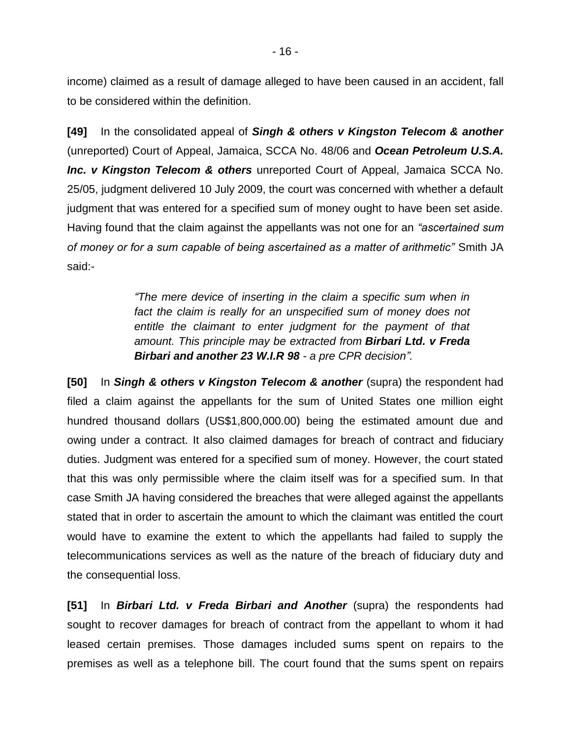income) claimed as a result of damage alleged to have been caused in an accident, fall to be considered within the definition.

**[49]** In the consolidated appeal of ***Singh & others v Kingston Telecom & another*** (unreported) Court of Appeal, Jamaica, SCCA No. 48/06 and ***Ocean Petroleum U.S.A. Inc. v Kingston Telecom & others*** unreported Court of Appeal, Jamaica SCCA No. 25/05, judgment delivered 10 July 2009, the court was concerned with whether a default judgment that was entered for a specified sum of money ought to have been set aside. Having found that the claim against the appellants was not one for an *"ascertained sum of money or for a sum capable of being ascertained as a matter of arithmetic"* Smith JA said:-

> *"The mere device of inserting in the claim a specific sum when in fact the claim is really for an unspecified sum of money does not entitle the claimant to enter judgment for the payment of that amount. This principle may be extracted from **Birbari Ltd. v Freda Birbari and another 23 W.I.R 98** - a pre CPR decision".*

**[50]** In ***Singh & others v Kingston Telecom & another*** (supra) the respondent had filed a claim against the appellants for the sum of United States one million eight hundred thousand dollars (US$1,800,000.00) being the estimated amount due and owing under a contract. It also claimed damages for breach of contract and fiduciary duties. Judgment was entered for a specified sum of money. However, the court stated that this was only permissible where the claim itself was for a specified sum. In that case Smith JA having considered the breaches that were alleged against the appellants stated that in order to ascertain the amount to which the claimant was entitled the court would have to examine the extent to which the appellants had failed to supply the telecommunications services as well as the nature of the breach of fiduciary duty and the consequential loss.

**[51]** In ***Birbari Ltd. v Freda Birbari and Another*** (supra) the respondents had sought to recover damages for breach of contract from the appellant to whom it had leased certain premises. Those damages included sums spent on repairs to the premises as well as a telephone bill. The court found that the sums spent on repairs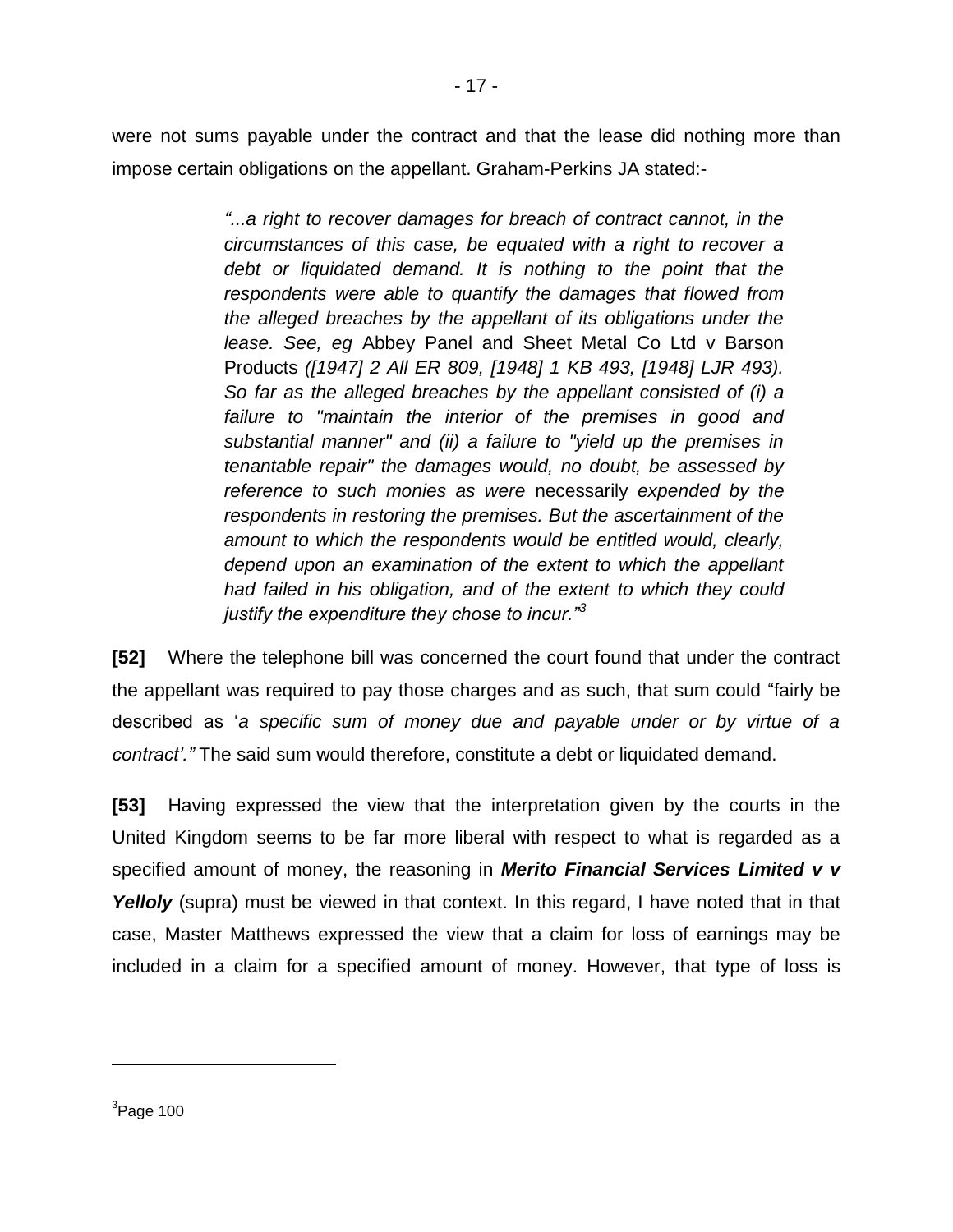were not sums payable under the contract and that the lease did nothing more than impose certain obligations on the appellant. Graham-Perkins JA stated:-

> *"...a right to recover damages for breach of contract cannot, in the circumstances of this case, be equated with a right to recover a debt or liquidated demand. It is nothing to the point that the respondents were able to quantify the damages that flowed from the alleged breaches by the appellant of its obligations under the lease. See, eg* Abbey Panel and Sheet Metal Co Ltd v Barson Products *([1947] 2 All ER 809, [1948] 1 KB 493, [1948] LJR 493). So far as the alleged breaches by the appellant consisted of (i) a failure to "maintain the interior of the premises in good and substantial manner" and (ii) a failure to "yield up the premises in tenantable repair" the damages would, no doubt, be assessed by reference to such monies as were* necessarily *expended by the respondents in restoring the premises. But the ascertainment of the amount to which the respondents would be entitled would, clearly, depend upon an examination of the extent to which the appellant had failed in his obligation, and of the extent to which they could justify the expenditure they chose to incur."*[3]

**[52]** Where the telephone bill was concerned the court found that under the contract the appellant was required to pay those charges and as such, that sum could "fairly be described as '*a specific sum of money due and payable under or by virtue of a contract'."* The said sum would therefore, constitute a debt or liquidated demand.

**[53]** Having expressed the view that the interpretation given by the courts in the United Kingdom seems to be far more liberal with respect to what is regarded as a specified amount of money, the reasoning in ***Merito Financial Services Limited v v Yelloly*** (supra) must be viewed in that context. In this regard, I have noted that in that case, Master Matthews expressed the view that a claim for loss of earnings may be included in a claim for a specified amount of money. However, that type of loss is

---

[3] Page 100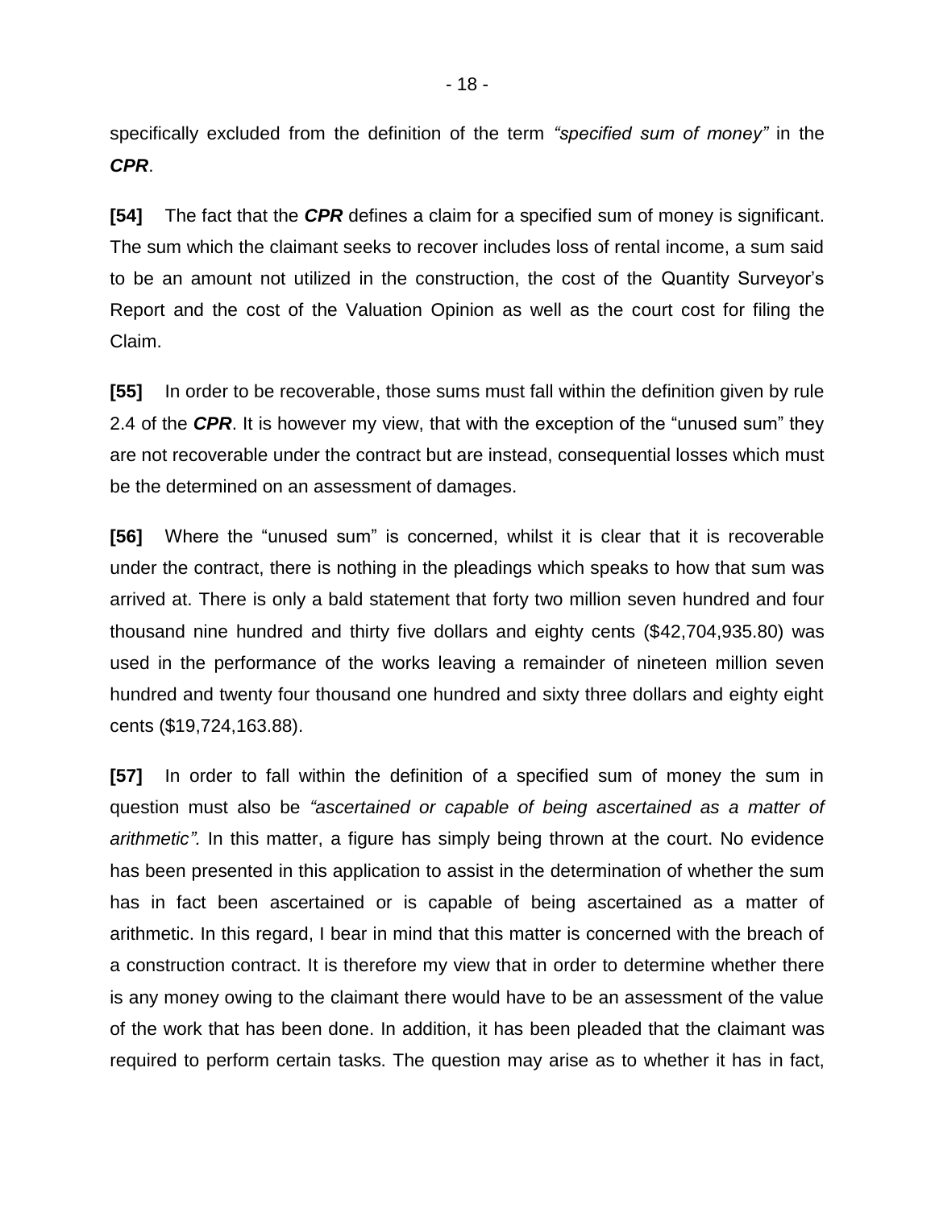specifically excluded from the definition of the term *"specified sum of money"* in the ***CPR***.

**[54]** The fact that the ***CPR*** defines a claim for a specified sum of money is significant. The sum which the claimant seeks to recover includes loss of rental income, a sum said to be an amount not utilized in the construction, the cost of the Quantity Surveyor's Report and the cost of the Valuation Opinion as well as the court cost for filing the Claim.

**[55]** In order to be recoverable, those sums must fall within the definition given by rule 2.4 of the ***CPR***. It is however my view, that with the exception of the "unused sum" they are not recoverable under the contract but are instead, consequential losses which must be the determined on an assessment of damages.

**[56]** Where the "unused sum" is concerned, whilst it is clear that it is recoverable under the contract, there is nothing in the pleadings which speaks to how that sum was arrived at. There is only a bald statement that forty two million seven hundred and four thousand nine hundred and thirty five dollars and eighty cents ($42,704,935.80) was used in the performance of the works leaving a remainder of nineteen million seven hundred and twenty four thousand one hundred and sixty three dollars and eighty eight cents ($19,724,163.88).

**[57]** In order to fall within the definition of a specified sum of money the sum in question must also be *"ascertained or capable of being ascertained as a matter of arithmetic".* In this matter, a figure has simply being thrown at the court. No evidence has been presented in this application to assist in the determination of whether the sum has in fact been ascertained or is capable of being ascertained as a matter of arithmetic. In this regard, I bear in mind that this matter is concerned with the breach of a construction contract. It is therefore my view that in order to determine whether there is any money owing to the claimant there would have to be an assessment of the value of the work that has been done. In addition, it has been pleaded that the claimant was required to perform certain tasks. The question may arise as to whether it has in fact,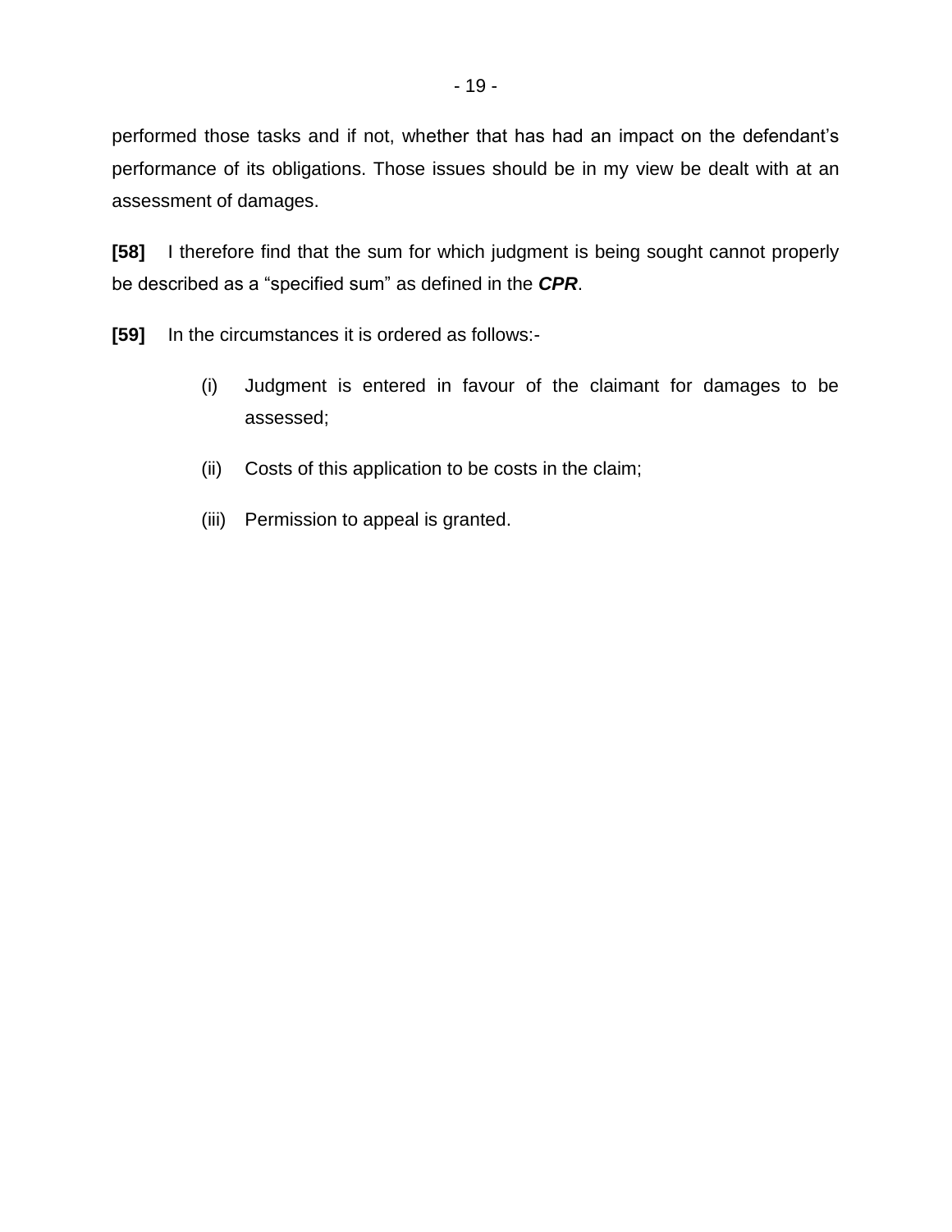performed those tasks and if not, whether that has had an impact on the defendant's performance of its obligations. Those issues should be in my view be dealt with at an assessment of damages.

**[58]** I therefore find that the sum for which judgment is being sought cannot properly be described as a "specified sum" as defined in the ***CPR***.

**[59]** In the circumstances it is ordered as follows:-

(i) Judgment is entered in favour of the claimant for damages to be assessed;

(ii) Costs of this application to be costs in the claim;

(iii) Permission to appeal is granted.